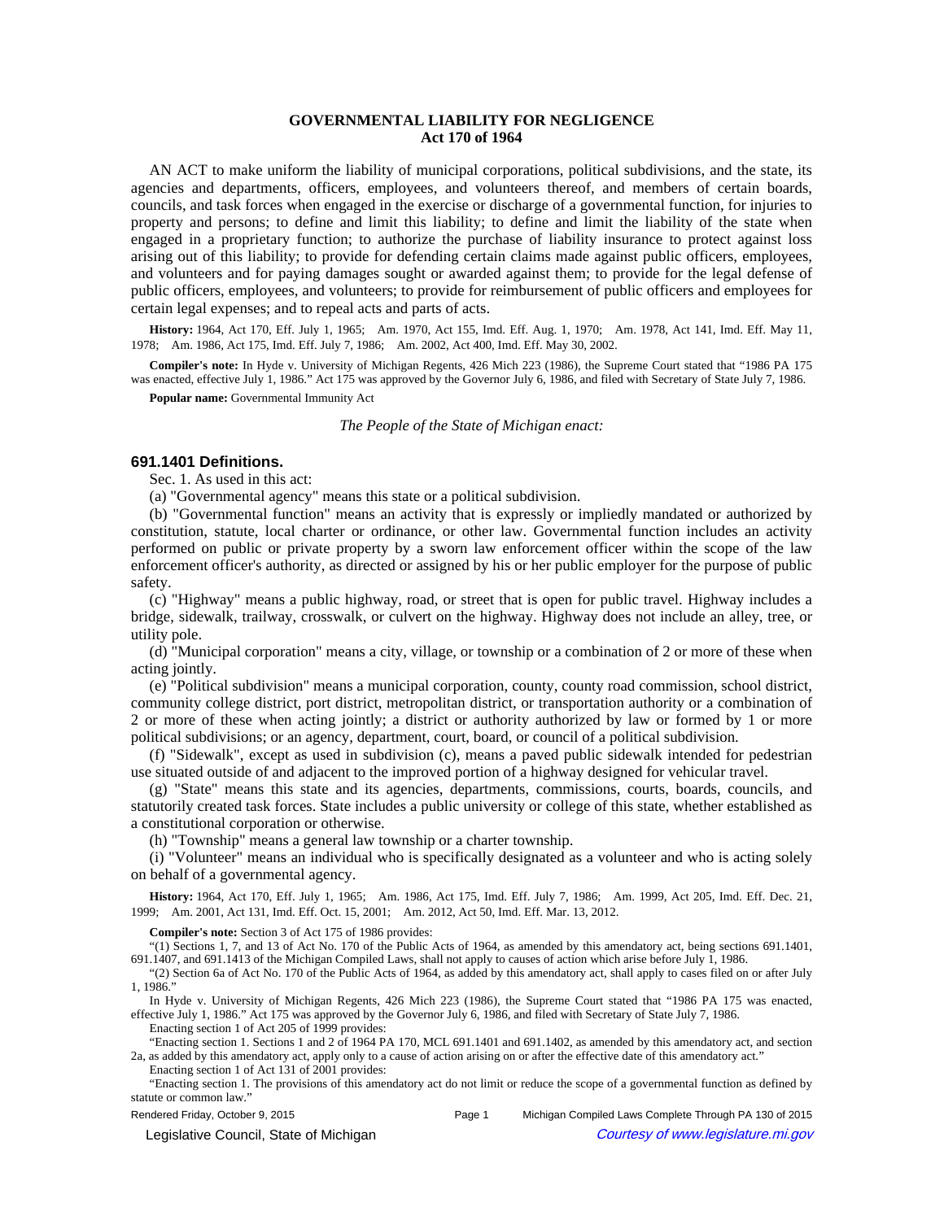# GOVERNMENTAL LIABILITY FOR NEGLIGENCE
## Act 170 of 1964

AN ACT to make uniform the liability of municipal corporations, political subdivisions, and the state, its agencies and departments, officers, employees, and volunteers thereof, and members of certain boards, councils, and task forces when engaged in the exercise or discharge of a governmental function, for injuries to property and persons; to define and limit this liability; to define and limit the liability of the state when engaged in a proprietary function; to authorize the purchase of liability insurance to protect against loss arising out of this liability; to provide for defending certain claims made against public officers, employees, and volunteers and for paying damages sought or awarded against them; to provide for the legal defense of public officers, employees, and volunteers; to provide for reimbursement of public officers and employees for certain legal expenses; and to repeal acts and parts of acts.

**History:** 1964, Act 170, Eff. July 1, 1965; Am. 1970, Act 155, Imd. Eff. Aug. 1, 1970; Am. 1978, Act 141, Imd. Eff. May 11, 1978; Am. 1986, Act 175, Imd. Eff. July 7, 1986; Am. 2002, Act 400, Imd. Eff. May 30, 2002.

**Compiler's note:** In Hyde v. University of Michigan Regents, 426 Mich 223 (1986), the Supreme Court stated that "1986 PA 175 was enacted, effective July 1, 1986." Act 175 was approved by the Governor July 6, 1986, and filed with Secretary of State July 7, 1986.

**Popular name:** Governmental Immunity Act

*The People of the State of Michigan enact:*

### 691.1401 Definitions.

Sec. 1. As used in this act:

(a) "Governmental agency" means this state or a political subdivision.

(b) "Governmental function" means an activity that is expressly or impliedly mandated or authorized by constitution, statute, local charter or ordinance, or other law. Governmental function includes an activity performed on public or private property by a sworn law enforcement officer within the scope of the law enforcement officer's authority, as directed or assigned by his or her public employer for the purpose of public safety.

(c) "Highway" means a public highway, road, or street that is open for public travel. Highway includes a bridge, sidewalk, trailway, crosswalk, or culvert on the highway. Highway does not include an alley, tree, or utility pole.

(d) "Municipal corporation" means a city, village, or township or a combination of 2 or more of these when acting jointly.

(e) "Political subdivision" means a municipal corporation, county, county road commission, school district, community college district, port district, metropolitan district, or transportation authority or a combination of 2 or more of these when acting jointly; a district or authority authorized by law or formed by 1 or more political subdivisions; or an agency, department, court, board, or council of a political subdivision.

(f) "Sidewalk", except as used in subdivision (c), means a paved public sidewalk intended for pedestrian use situated outside of and adjacent to the improved portion of a highway designed for vehicular travel.

(g) "State" means this state and its agencies, departments, commissions, courts, boards, councils, and statutorily created task forces. State includes a public university or college of this state, whether established as a constitutional corporation or otherwise.

(h) "Township" means a general law township or a charter township.

(i) "Volunteer" means an individual who is specifically designated as a volunteer and who is acting solely on behalf of a governmental agency.

**History:** 1964, Act 170, Eff. July 1, 1965; Am. 1986, Act 175, Imd. Eff. July 7, 1986; Am. 1999, Act 205, Imd. Eff. Dec. 21, 1999; Am. 2001, Act 131, Imd. Eff. Oct. 15, 2001; Am. 2012, Act 50, Imd. Eff. Mar. 13, 2012.

**Compiler's note:** Section 3 of Act 175 of 1986 provides:

"(1) Sections 1, 7, and 13 of Act No. 170 of the Public Acts of 1964, as amended by this amendatory act, being sections 691.1401, 691.1407, and 691.1413 of the Michigan Compiled Laws, shall not apply to causes of action which arise before July 1, 1986.

"(2) Section 6a of Act No. 170 of the Public Acts of 1964, as added by this amendatory act, shall apply to cases filed on or after July 1, 1986."

In Hyde v. University of Michigan Regents, 426 Mich 223 (1986), the Supreme Court stated that "1986 PA 175 was enacted, effective July 1, 1986." Act 175 was approved by the Governor July 6, 1986, and filed with Secretary of State July 7, 1986.

Enacting section 1 of Act 205 of 1999 provides:

"Enacting section 1. Sections 1 and 2 of 1964 PA 170, MCL 691.1401 and 691.1402, as amended by this amendatory act, and section 2a, as added by this amendatory act, apply only to a cause of action arising on or after the effective date of this amendatory act."

Enacting section 1 of Act 131 of 2001 provides:

"Enacting section 1. The provisions of this amendatory act do not limit or reduce the scope of a governmental function as defined by statute or common law."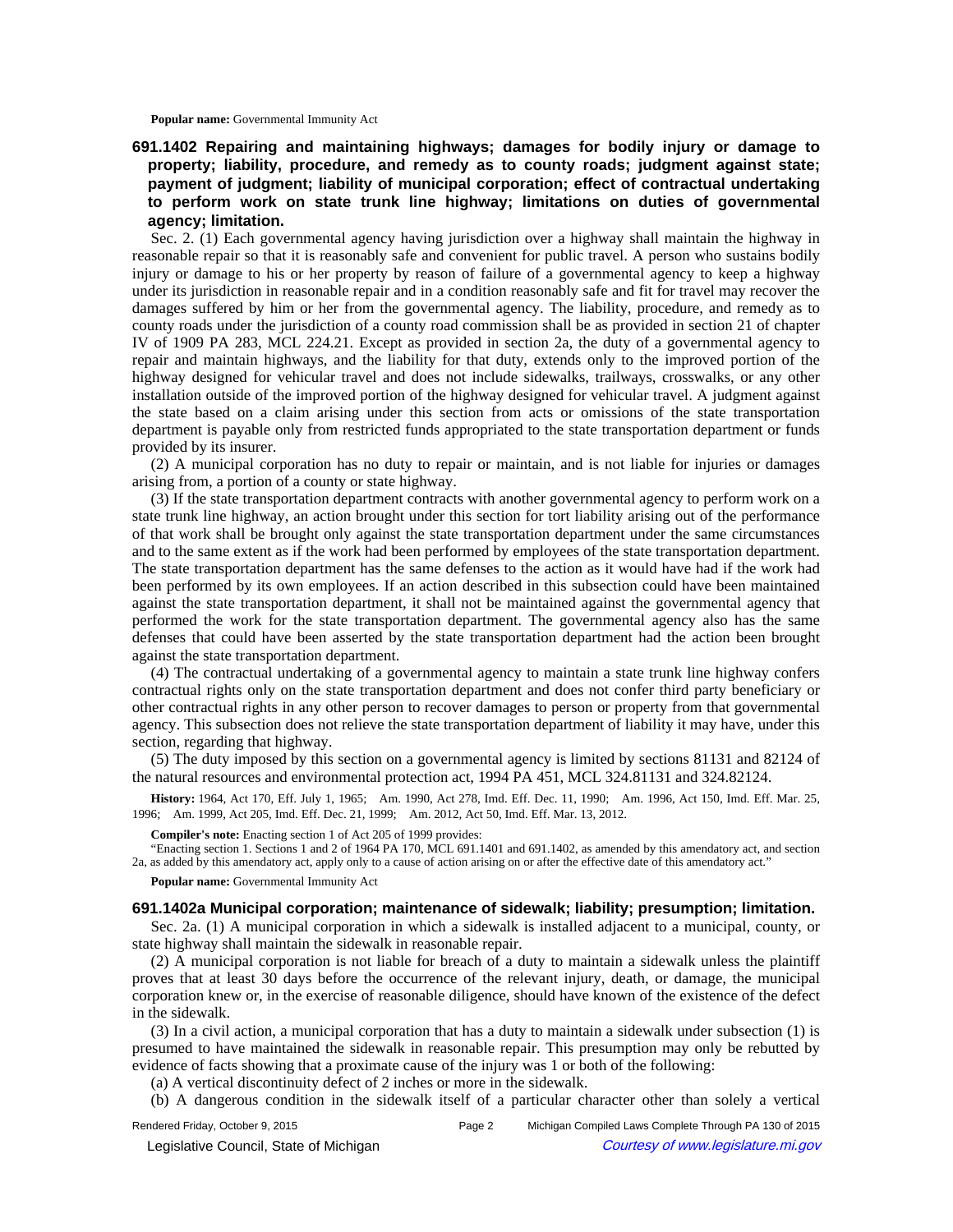**Popular name:** Governmental Immunity Act

### 691.1402 Repairing and maintaining highways; damages for bodily injury or damage to property; liability, procedure, and remedy as to county roads; judgment against state; payment of judgment; liability of municipal corporation; effect of contractual undertaking to perform work on state trunk line highway; limitations on duties of governmental agency; limitation.

Sec. 2. (1) Each governmental agency having jurisdiction over a highway shall maintain the highway in reasonable repair so that it is reasonably safe and convenient for public travel. A person who sustains bodily injury or damage to his or her property by reason of failure of a governmental agency to keep a highway under its jurisdiction in reasonable repair and in a condition reasonably safe and fit for travel may recover the damages suffered by him or her from the governmental agency. The liability, procedure, and remedy as to county roads under the jurisdiction of a county road commission shall be as provided in section 21 of chapter IV of 1909 PA 283, MCL 224.21. Except as provided in section 2a, the duty of a governmental agency to repair and maintain highways, and the liability for that duty, extends only to the improved portion of the highway designed for vehicular travel and does not include sidewalks, trailways, crosswalks, or any other installation outside of the improved portion of the highway designed for vehicular travel. A judgment against the state based on a claim arising under this section from acts or omissions of the state transportation department is payable only from restricted funds appropriated to the state transportation department or funds provided by its insurer.

(2) A municipal corporation has no duty to repair or maintain, and is not liable for injuries or damages arising from, a portion of a county or state highway.

(3) If the state transportation department contracts with another governmental agency to perform work on a state trunk line highway, an action brought under this section for tort liability arising out of the performance of that work shall be brought only against the state transportation department under the same circumstances and to the same extent as if the work had been performed by employees of the state transportation department. The state transportation department has the same defenses to the action as it would have had if the work had been performed by its own employees. If an action described in this subsection could have been maintained against the state transportation department, it shall not be maintained against the governmental agency that performed the work for the state transportation department. The governmental agency also has the same defenses that could have been asserted by the state transportation department had the action been brought against the state transportation department.

(4) The contractual undertaking of a governmental agency to maintain a state trunk line highway confers contractual rights only on the state transportation department and does not confer third party beneficiary or other contractual rights in any other person to recover damages to person or property from that governmental agency. This subsection does not relieve the state transportation department of liability it may have, under this section, regarding that highway.

(5) The duty imposed by this section on a governmental agency is limited by sections 81131 and 82124 of the natural resources and environmental protection act, 1994 PA 451, MCL 324.81131 and 324.82124.

**History:** 1964, Act 170, Eff. July 1, 1965; Am. 1990, Act 278, Imd. Eff. Dec. 11, 1990; Am. 1996, Act 150, Imd. Eff. Mar. 25, 1996; Am. 1999, Act 205, Imd. Eff. Dec. 21, 1999; Am. 2012, Act 50, Imd. Eff. Mar. 13, 2012.

**Compiler's note:** Enacting section 1 of Act 205 of 1999 provides:

"Enacting section 1. Sections 1 and 2 of 1964 PA 170, MCL 691.1401 and 691.1402, as amended by this amendatory act, and section 2a, as added by this amendatory act, apply only to a cause of action arising on or after the effective date of this amendatory act."

**Popular name:** Governmental Immunity Act

### 691.1402a Municipal corporation; maintenance of sidewalk; liability; presumption; limitation.

Sec. 2a. (1) A municipal corporation in which a sidewalk is installed adjacent to a municipal, county, or state highway shall maintain the sidewalk in reasonable repair.

(2) A municipal corporation is not liable for breach of a duty to maintain a sidewalk unless the plaintiff proves that at least 30 days before the occurrence of the relevant injury, death, or damage, the municipal corporation knew or, in the exercise of reasonable diligence, should have known of the existence of the defect in the sidewalk.

(3) In a civil action, a municipal corporation that has a duty to maintain a sidewalk under subsection (1) is presumed to have maintained the sidewalk in reasonable repair. This presumption may only be rebutted by evidence of facts showing that a proximate cause of the injury was 1 or both of the following:

(a) A vertical discontinuity defect of 2 inches or more in the sidewalk.

(b) A dangerous condition in the sidewalk itself of a particular character other than solely a vertical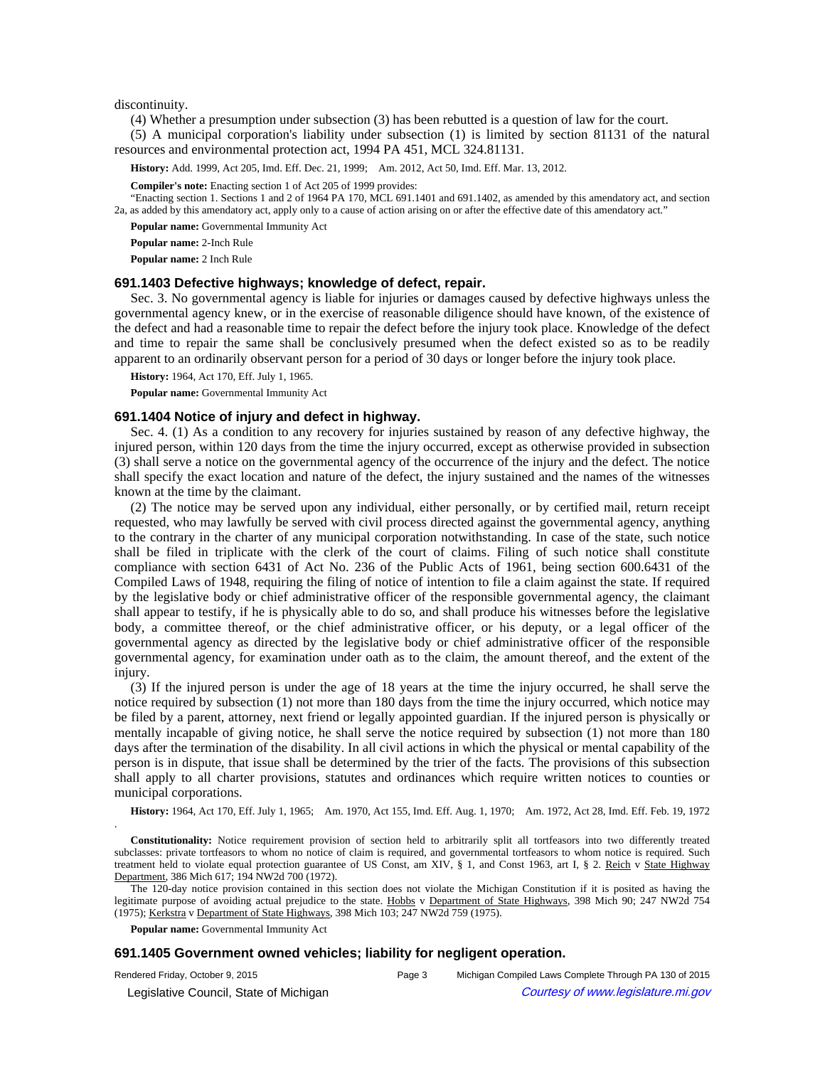discontinuity.

(4) Whether a presumption under subsection (3) has been rebutted is a question of law for the court.

(5) A municipal corporation's liability under subsection (1) is limited by section 81131 of the natural resources and environmental protection act, 1994 PA 451, MCL 324.81131.

**History:** Add. 1999, Act 205, Imd. Eff. Dec. 21, 1999; Am. 2012, Act 50, Imd. Eff. Mar. 13, 2012.

**Compiler's note:** Enacting section 1 of Act 205 of 1999 provides:

"Enacting section 1. Sections 1 and 2 of 1964 PA 170, MCL 691.1401 and 691.1402, as amended by this amendatory act, and section 2a, as added by this amendatory act, apply only to a cause of action arising on or after the effective date of this amendatory act."

**Popular name:** Governmental Immunity Act

**Popular name:** 2-Inch Rule

**Popular name:** 2 Inch Rule

### 691.1403 Defective highways; knowledge of defect, repair.

Sec. 3. No governmental agency is liable for injuries or damages caused by defective highways unless the governmental agency knew, or in the exercise of reasonable diligence should have known, of the existence of the defect and had a reasonable time to repair the defect before the injury took place. Knowledge of the defect and time to repair the same shall be conclusively presumed when the defect existed so as to be readily apparent to an ordinarily observant person for a period of 30 days or longer before the injury took place.

**History:** 1964, Act 170, Eff. July 1, 1965.

**Popular name:** Governmental Immunity Act

### 691.1404 Notice of injury and defect in highway.

Sec. 4. (1) As a condition to any recovery for injuries sustained by reason of any defective highway, the injured person, within 120 days from the time the injury occurred, except as otherwise provided in subsection (3) shall serve a notice on the governmental agency of the occurrence of the injury and the defect. The notice shall specify the exact location and nature of the defect, the injury sustained and the names of the witnesses known at the time by the claimant.

(2) The notice may be served upon any individual, either personally, or by certified mail, return receipt requested, who may lawfully be served with civil process directed against the governmental agency, anything to the contrary in the charter of any municipal corporation notwithstanding. In case of the state, such notice shall be filed in triplicate with the clerk of the court of claims. Filing of such notice shall constitute compliance with section 6431 of Act No. 236 of the Public Acts of 1961, being section 600.6431 of the Compiled Laws of 1948, requiring the filing of notice of intention to file a claim against the state. If required by the legislative body or chief administrative officer of the responsible governmental agency, the claimant shall appear to testify, if he is physically able to do so, and shall produce his witnesses before the legislative body, a committee thereof, or the chief administrative officer, or his deputy, or a legal officer of the governmental agency as directed by the legislative body or chief administrative officer of the responsible governmental agency, for examination under oath as to the claim, the amount thereof, and the extent of the injury.

(3) If the injured person is under the age of 18 years at the time the injury occurred, he shall serve the notice required by subsection (1) not more than 180 days from the time the injury occurred, which notice may be filed by a parent, attorney, next friend or legally appointed guardian. If the injured person is physically or mentally incapable of giving notice, he shall serve the notice required by subsection (1) not more than 180 days after the termination of the disability. In all civil actions in which the physical or mental capability of the person is in dispute, that issue shall be determined by the trier of the facts. The provisions of this subsection shall apply to all charter provisions, statutes and ordinances which require written notices to counties or municipal corporations.

**History:** 1964, Act 170, Eff. July 1, 1965; Am. 1970, Act 155, Imd. Eff. Aug. 1, 1970; Am. 1972, Act 28, Imd. Eff. Feb. 19, 1972.

**Constitutionality:** Notice requirement provision of section held to arbitrarily split all tortfeasors into two differently treated subclasses: private tortfeasors to whom no notice of claim is required, and governmental tortfeasors to whom notice is required. Such treatment held to violate equal protection guarantee of US Const, am XIV, § 1, and Const 1963, art I, § 2. Reich v State Highway Department, 386 Mich 617; 194 NW2d 700 (1972).

The 120-day notice provision contained in this section does not violate the Michigan Constitution if it is posited as having the legitimate purpose of avoiding actual prejudice to the state. Hobbs v Department of State Highways, 398 Mich 90; 247 NW2d 754 (1975); Kerkstra v Department of State Highways, 398 Mich 103; 247 NW2d 759 (1975).

**Popular name:** Governmental Immunity Act

### 691.1405 Government owned vehicles; liability for negligent operation.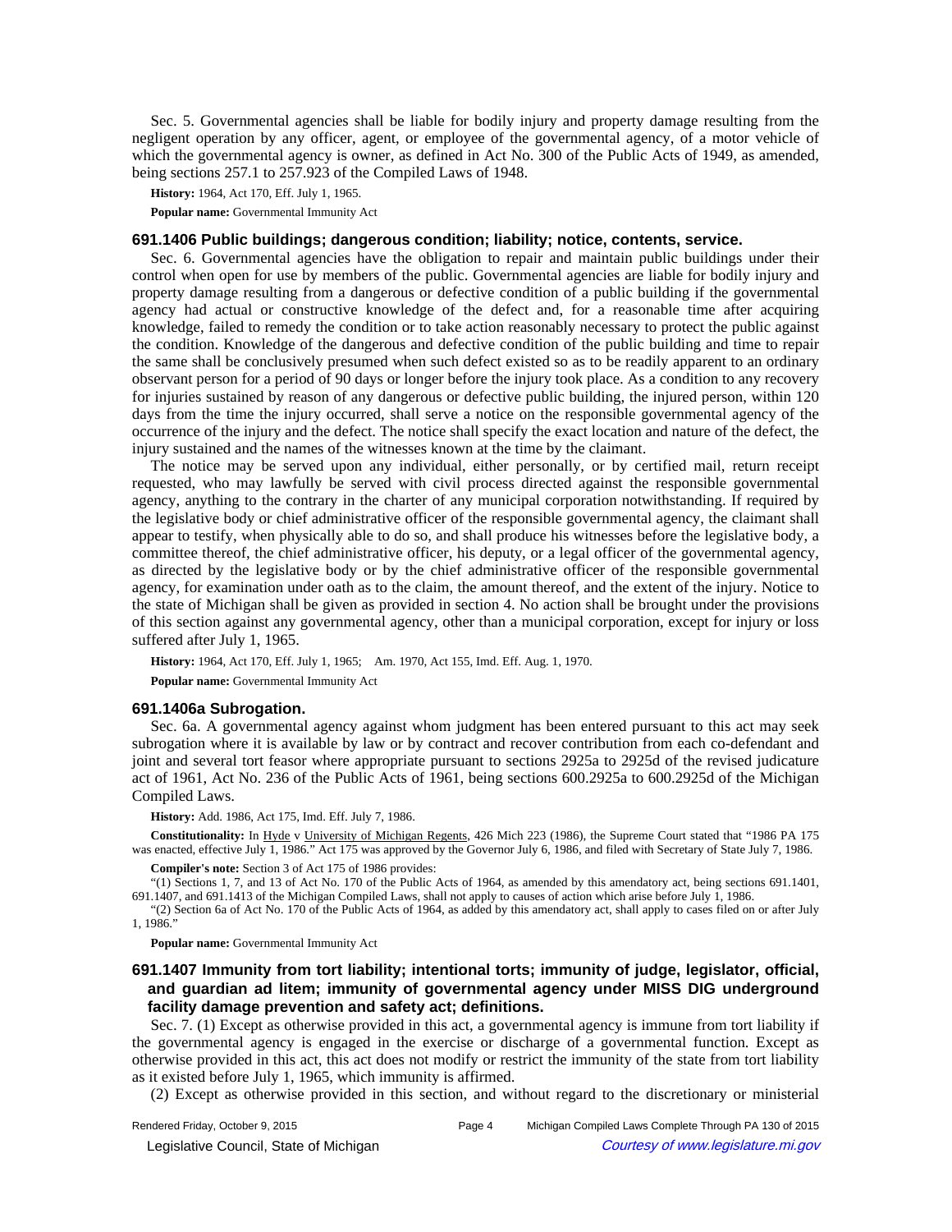Sec. 5. Governmental agencies shall be liable for bodily injury and property damage resulting from the negligent operation by any officer, agent, or employee of the governmental agency, of a motor vehicle of which the governmental agency is owner, as defined in Act No. 300 of the Public Acts of 1949, as amended, being sections 257.1 to 257.923 of the Compiled Laws of 1948.

**History:** 1964, Act 170, Eff. July 1, 1965.

**Popular name:** Governmental Immunity Act

### 691.1406 Public buildings; dangerous condition; liability; notice, contents, service.

Sec. 6. Governmental agencies have the obligation to repair and maintain public buildings under their control when open for use by members of the public. Governmental agencies are liable for bodily injury and property damage resulting from a dangerous or defective condition of a public building if the governmental agency had actual or constructive knowledge of the defect and, for a reasonable time after acquiring knowledge, failed to remedy the condition or to take action reasonably necessary to protect the public against the condition. Knowledge of the dangerous and defective condition of the public building and time to repair the same shall be conclusively presumed when such defect existed so as to be readily apparent to an ordinary observant person for a period of 90 days or longer before the injury took place. As a condition to any recovery for injuries sustained by reason of any dangerous or defective public building, the injured person, within 120 days from the time the injury occurred, shall serve a notice on the responsible governmental agency of the occurrence of the injury and the defect. The notice shall specify the exact location and nature of the defect, the injury sustained and the names of the witnesses known at the time by the claimant.

The notice may be served upon any individual, either personally, or by certified mail, return receipt requested, who may lawfully be served with civil process directed against the responsible governmental agency, anything to the contrary in the charter of any municipal corporation notwithstanding. If required by the legislative body or chief administrative officer of the responsible governmental agency, the claimant shall appear to testify, when physically able to do so, and shall produce his witnesses before the legislative body, a committee thereof, the chief administrative officer, his deputy, or a legal officer of the governmental agency, as directed by the legislative body or by the chief administrative officer of the responsible governmental agency, for examination under oath as to the claim, the amount thereof, and the extent of the injury. Notice to the state of Michigan shall be given as provided in section 4. No action shall be brought under the provisions of this section against any governmental agency, other than a municipal corporation, except for injury or loss suffered after July 1, 1965.

**History:** 1964, Act 170, Eff. July 1, 1965; Am. 1970, Act 155, Imd. Eff. Aug. 1, 1970.

**Popular name:** Governmental Immunity Act

### 691.1406a Subrogation.

Sec. 6a. A governmental agency against whom judgment has been entered pursuant to this act may seek subrogation where it is available by law or by contract and recover contribution from each co-defendant and joint and several tort feasor where appropriate pursuant to sections 2925a to 2925d of the revised judicature act of 1961, Act No. 236 of the Public Acts of 1961, being sections 600.2925a to 600.2925d of the Michigan Compiled Laws.

**History:** Add. 1986, Act 175, Imd. Eff. July 7, 1986.

**Constitutionality:** In Hyde v University of Michigan Regents, 426 Mich 223 (1986), the Supreme Court stated that "1986 PA 175 was enacted, effective July 1, 1986." Act 175 was approved by the Governor July 6, 1986, and filed with Secretary of State July 7, 1986.

**Compiler's note:** Section 3 of Act 175 of 1986 provides:

"(1) Sections 1, 7, and 13 of Act No. 170 of the Public Acts of 1964, as amended by this amendatory act, being sections 691.1401, 691.1407, and 691.1413 of the Michigan Compiled Laws, shall not apply to causes of action which arise before July 1, 1986.

"(2) Section 6a of Act No. 170 of the Public Acts of 1964, as added by this amendatory act, shall apply to cases filed on or after July 1, 1986."

**Popular name:** Governmental Immunity Act

### 691.1407 Immunity from tort liability; intentional torts; immunity of judge, legislator, official, and guardian ad litem; immunity of governmental agency under MISS DIG underground facility damage prevention and safety act; definitions.

Sec. 7. (1) Except as otherwise provided in this act, a governmental agency is immune from tort liability if the governmental agency is engaged in the exercise or discharge of a governmental function. Except as otherwise provided in this act, this act does not modify or restrict the immunity of the state from tort liability as it existed before July 1, 1965, which immunity is affirmed.

(2) Except as otherwise provided in this section, and without regard to the discretionary or ministerial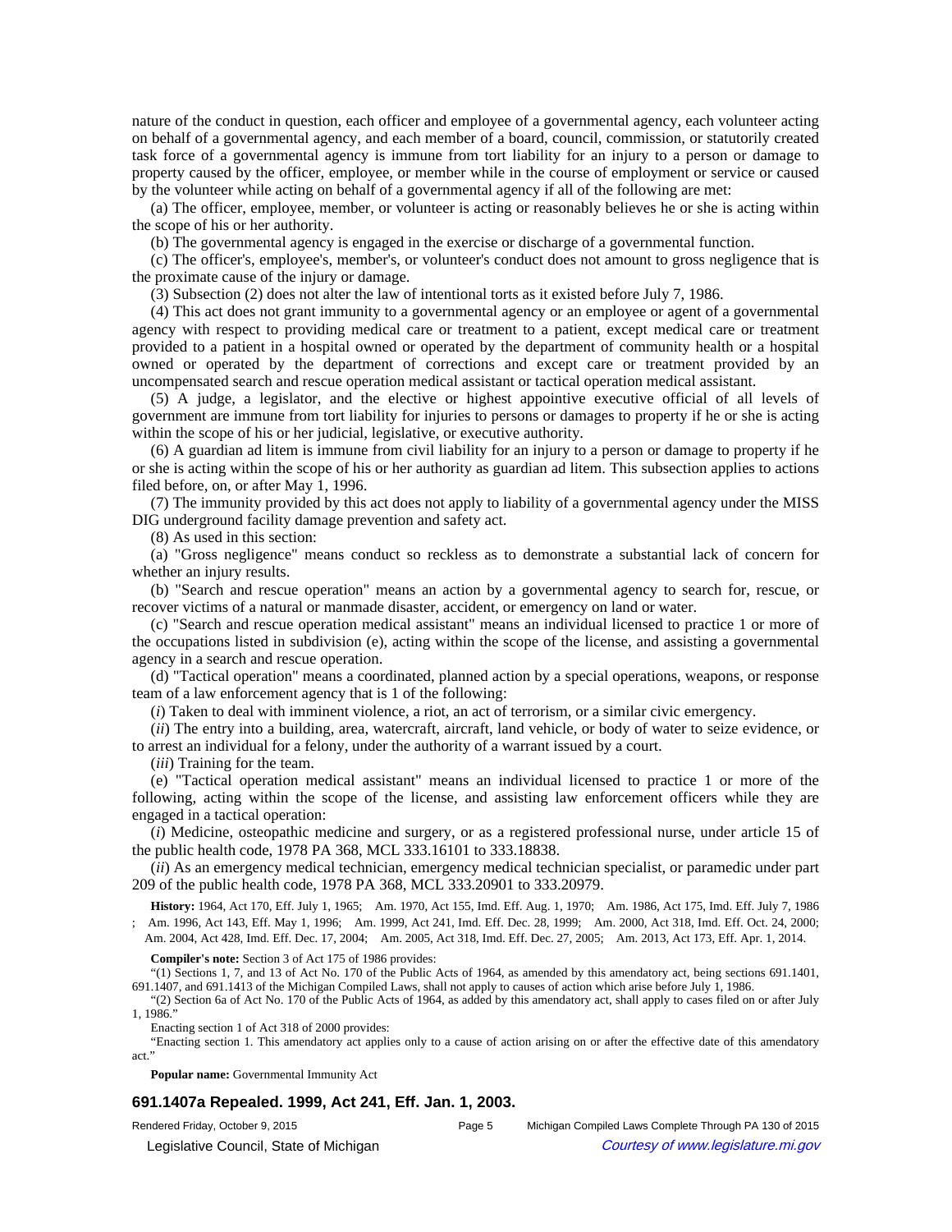nature of the conduct in question, each officer and employee of a governmental agency, each volunteer acting on behalf of a governmental agency, and each member of a board, council, commission, or statutorily created task force of a governmental agency is immune from tort liability for an injury to a person or damage to property caused by the officer, employee, or member while in the course of employment or service or caused by the volunteer while acting on behalf of a governmental agency if all of the following are met:

(a) The officer, employee, member, or volunteer is acting or reasonably believes he or she is acting within the scope of his or her authority.

(b) The governmental agency is engaged in the exercise or discharge of a governmental function.

(c) The officer's, employee's, member's, or volunteer's conduct does not amount to gross negligence that is the proximate cause of the injury or damage.

(3) Subsection (2) does not alter the law of intentional torts as it existed before July 7, 1986.

(4) This act does not grant immunity to a governmental agency or an employee or agent of a governmental agency with respect to providing medical care or treatment to a patient, except medical care or treatment provided to a patient in a hospital owned or operated by the department of community health or a hospital owned or operated by the department of corrections and except care or treatment provided by an uncompensated search and rescue operation medical assistant or tactical operation medical assistant.

(5) A judge, a legislator, and the elective or highest appointive executive official of all levels of government are immune from tort liability for injuries to persons or damages to property if he or she is acting within the scope of his or her judicial, legislative, or executive authority.

(6) A guardian ad litem is immune from civil liability for an injury to a person or damage to property if he or she is acting within the scope of his or her authority as guardian ad litem. This subsection applies to actions filed before, on, or after May 1, 1996.

(7) The immunity provided by this act does not apply to liability of a governmental agency under the MISS DIG underground facility damage prevention and safety act.

(8) As used in this section:

(a) "Gross negligence" means conduct so reckless as to demonstrate a substantial lack of concern for whether an injury results.

(b) "Search and rescue operation" means an action by a governmental agency to search for, rescue, or recover victims of a natural or manmade disaster, accident, or emergency on land or water.

(c) "Search and rescue operation medical assistant" means an individual licensed to practice 1 or more of the occupations listed in subdivision (e), acting within the scope of the license, and assisting a governmental agency in a search and rescue operation.

(d) "Tactical operation" means a coordinated, planned action by a special operations, weapons, or response team of a law enforcement agency that is 1 of the following:

(*i*) Taken to deal with imminent violence, a riot, an act of terrorism, or a similar civic emergency.

(*ii*) The entry into a building, area, watercraft, aircraft, land vehicle, or body of water to seize evidence, or to arrest an individual for a felony, under the authority of a warrant issued by a court.

(*iii*) Training for the team.

(e) "Tactical operation medical assistant" means an individual licensed to practice 1 or more of the following, acting within the scope of the license, and assisting law enforcement officers while they are engaged in a tactical operation:

(*i*) Medicine, osteopathic medicine and surgery, or as a registered professional nurse, under article 15 of the public health code, 1978 PA 368, MCL 333.16101 to 333.18838.

(*ii*) As an emergency medical technician, emergency medical technician specialist, or paramedic under part 209 of the public health code, 1978 PA 368, MCL 333.20901 to 333.20979.

**History:** 1964, Act 170, Eff. July 1, 1965; Am. 1970, Act 155, Imd. Eff. Aug. 1, 1970; Am. 1986, Act 175, Imd. Eff. July 7, 1986 ; Am. 1996, Act 143, Eff. May 1, 1996; Am. 1999, Act 241, Imd. Eff. Dec. 28, 1999; Am. 2000, Act 318, Imd. Eff. Oct. 24, 2000; Am. 2004, Act 428, Imd. Eff. Dec. 17, 2004; Am. 2005, Act 318, Imd. Eff. Dec. 27, 2005; Am. 2013, Act 173, Eff. Apr. 1, 2014.

**Compiler's note:** Section 3 of Act 175 of 1986 provides:

"(1) Sections 1, 7, and 13 of Act No. 170 of the Public Acts of 1964, as amended by this amendatory act, being sections 691.1401, 691.1407, and 691.1413 of the Michigan Compiled Laws, shall not apply to causes of action which arise before July 1, 1986.

"(2) Section 6a of Act No. 170 of the Public Acts of 1964, as added by this amendatory act, shall apply to cases filed on or after July 1, 1986."

Enacting section 1 of Act 318 of 2000 provides:

"Enacting section 1. This amendatory act applies only to a cause of action arising on or after the effective date of this amendatory act."

**Popular name:** Governmental Immunity Act

### 691.1407a Repealed. 1999, Act 241, Eff. Jan. 1, 2003.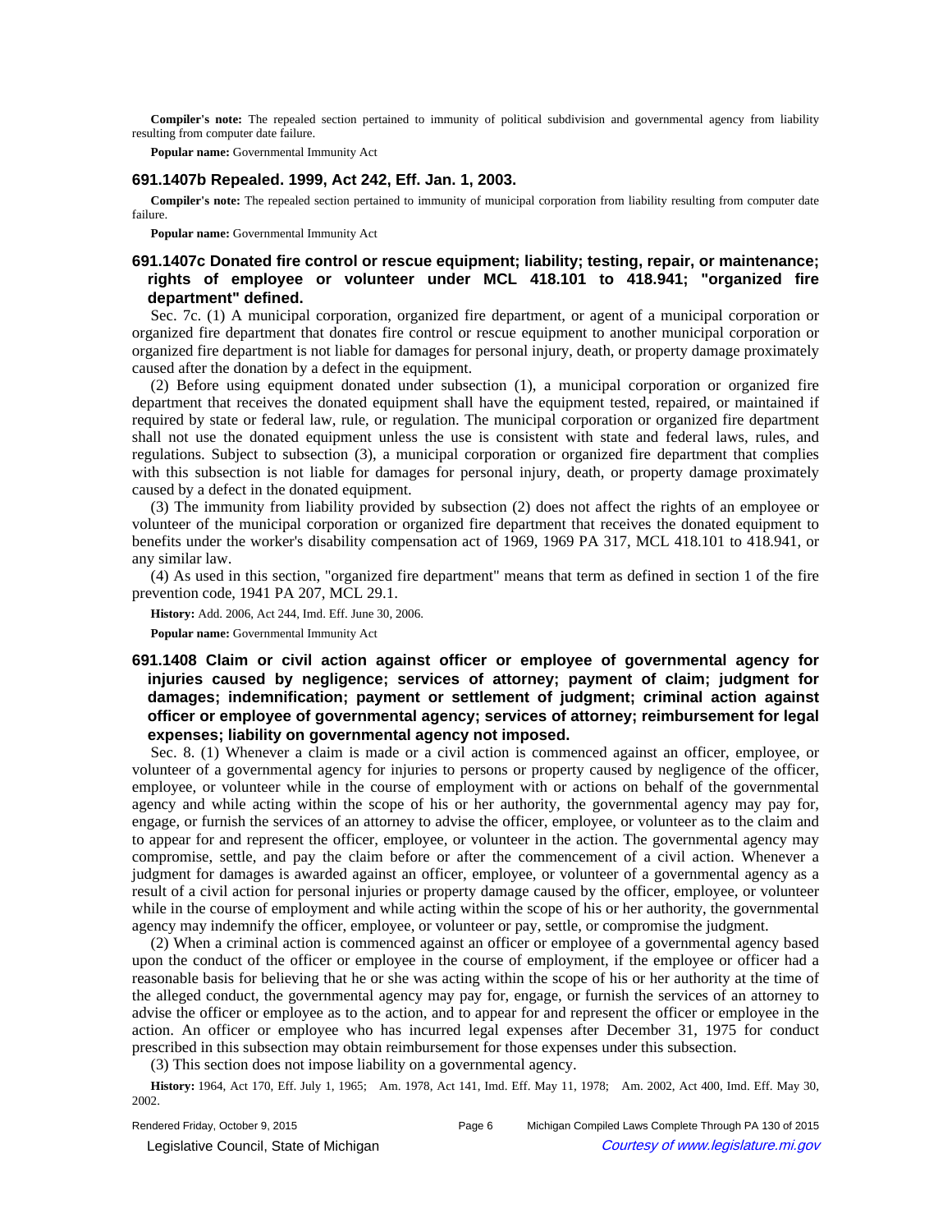**Compiler's note:** The repealed section pertained to immunity of political subdivision and governmental agency from liability resulting from computer date failure.

**Popular name:** Governmental Immunity Act

### 691.1407b Repealed. 1999, Act 242, Eff. Jan. 1, 2003.

**Compiler's note:** The repealed section pertained to immunity of municipal corporation from liability resulting from computer date failure.

**Popular name:** Governmental Immunity Act

### 691.1407c Donated fire control or rescue equipment; liability; testing, repair, or maintenance; rights of employee or volunteer under MCL 418.101 to 418.941; "organized fire department" defined.

Sec. 7c. (1) A municipal corporation, organized fire department, or agent of a municipal corporation or organized fire department that donates fire control or rescue equipment to another municipal corporation or organized fire department is not liable for damages for personal injury, death, or property damage proximately caused after the donation by a defect in the equipment.

(2) Before using equipment donated under subsection (1), a municipal corporation or organized fire department that receives the donated equipment shall have the equipment tested, repaired, or maintained if required by state or federal law, rule, or regulation. The municipal corporation or organized fire department shall not use the donated equipment unless the use is consistent with state and federal laws, rules, and regulations. Subject to subsection (3), a municipal corporation or organized fire department that complies with this subsection is not liable for damages for personal injury, death, or property damage proximately caused by a defect in the donated equipment.

(3) The immunity from liability provided by subsection (2) does not affect the rights of an employee or volunteer of the municipal corporation or organized fire department that receives the donated equipment to benefits under the worker's disability compensation act of 1969, 1969 PA 317, MCL 418.101 to 418.941, or any similar law.

(4) As used in this section, "organized fire department" means that term as defined in section 1 of the fire prevention code, 1941 PA 207, MCL 29.1.

**History:** Add. 2006, Act 244, Imd. Eff. June 30, 2006.

**Popular name:** Governmental Immunity Act

### 691.1408 Claim or civil action against officer or employee of governmental agency for injuries caused by negligence; services of attorney; payment of claim; judgment for damages; indemnification; payment or settlement of judgment; criminal action against officer or employee of governmental agency; services of attorney; reimbursement for legal expenses; liability on governmental agency not imposed.

Sec. 8. (1) Whenever a claim is made or a civil action is commenced against an officer, employee, or volunteer of a governmental agency for injuries to persons or property caused by negligence of the officer, employee, or volunteer while in the course of employment with or actions on behalf of the governmental agency and while acting within the scope of his or her authority, the governmental agency may pay for, engage, or furnish the services of an attorney to advise the officer, employee, or volunteer as to the claim and to appear for and represent the officer, employee, or volunteer in the action. The governmental agency may compromise, settle, and pay the claim before or after the commencement of a civil action. Whenever a judgment for damages is awarded against an officer, employee, or volunteer of a governmental agency as a result of a civil action for personal injuries or property damage caused by the officer, employee, or volunteer while in the course of employment and while acting within the scope of his or her authority, the governmental agency may indemnify the officer, employee, or volunteer or pay, settle, or compromise the judgment.

(2) When a criminal action is commenced against an officer or employee of a governmental agency based upon the conduct of the officer or employee in the course of employment, if the employee or officer had a reasonable basis for believing that he or she was acting within the scope of his or her authority at the time of the alleged conduct, the governmental agency may pay for, engage, or furnish the services of an attorney to advise the officer or employee as to the action, and to appear for and represent the officer or employee in the action. An officer or employee who has incurred legal expenses after December 31, 1975 for conduct prescribed in this subsection may obtain reimbursement for those expenses under this subsection.

(3) This section does not impose liability on a governmental agency.

**History:** 1964, Act 170, Eff. July 1, 1965; Am. 1978, Act 141, Imd. Eff. May 11, 1978; Am. 2002, Act 400, Imd. Eff. May 30, 2002.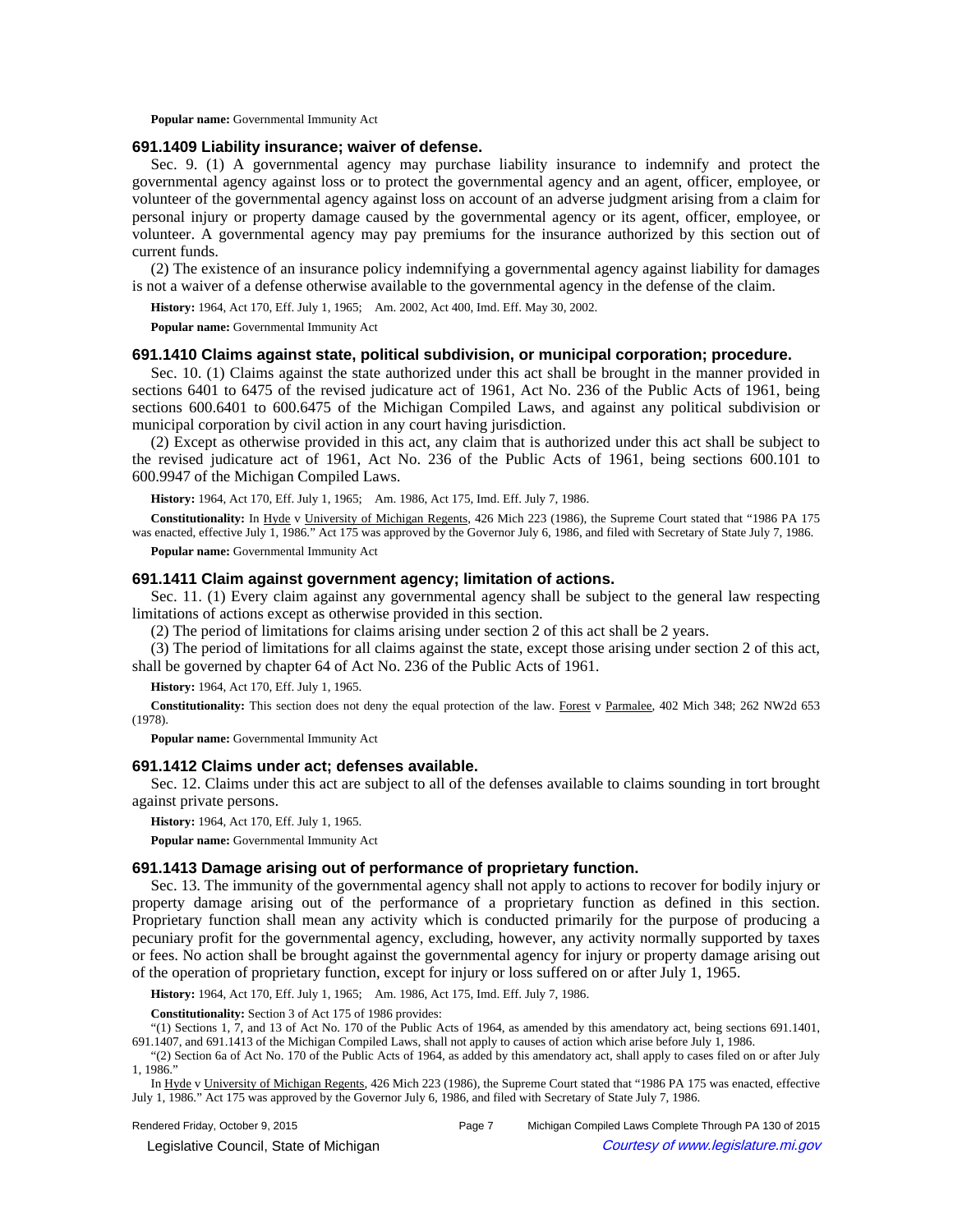**Popular name:** Governmental Immunity Act

### 691.1409 Liability insurance; waiver of defense.

Sec. 9. (1) A governmental agency may purchase liability insurance to indemnify and protect the governmental agency against loss or to protect the governmental agency and an agent, officer, employee, or volunteer of the governmental agency against loss on account of an adverse judgment arising from a claim for personal injury or property damage caused by the governmental agency or its agent, officer, employee, or volunteer. A governmental agency may pay premiums for the insurance authorized by this section out of current funds.

(2) The existence of an insurance policy indemnifying a governmental agency against liability for damages is not a waiver of a defense otherwise available to the governmental agency in the defense of the claim.

**History:** 1964, Act 170, Eff. July 1, 1965; Am. 2002, Act 400, Imd. Eff. May 30, 2002.

**Popular name:** Governmental Immunity Act

### 691.1410 Claims against state, political subdivision, or municipal corporation; procedure.

Sec. 10. (1) Claims against the state authorized under this act shall be brought in the manner provided in sections 6401 to 6475 of the revised judicature act of 1961, Act No. 236 of the Public Acts of 1961, being sections 600.6401 to 600.6475 of the Michigan Compiled Laws, and against any political subdivision or municipal corporation by civil action in any court having jurisdiction.

(2) Except as otherwise provided in this act, any claim that is authorized under this act shall be subject to the revised judicature act of 1961, Act No. 236 of the Public Acts of 1961, being sections 600.101 to 600.9947 of the Michigan Compiled Laws.

**History:** 1964, Act 170, Eff. July 1, 1965; Am. 1986, Act 175, Imd. Eff. July 7, 1986.

**Constitutionality:** In Hyde v University of Michigan Regents, 426 Mich 223 (1986), the Supreme Court stated that "1986 PA 175 was enacted, effective July 1, 1986." Act 175 was approved by the Governor July 6, 1986, and filed with Secretary of State July 7, 1986.

**Popular name:** Governmental Immunity Act

### 691.1411 Claim against government agency; limitation of actions.

Sec. 11. (1) Every claim against any governmental agency shall be subject to the general law respecting limitations of actions except as otherwise provided in this section.

(2) The period of limitations for claims arising under section 2 of this act shall be 2 years.

(3) The period of limitations for all claims against the state, except those arising under section 2 of this act, shall be governed by chapter 64 of Act No. 236 of the Public Acts of 1961.

**History:** 1964, Act 170, Eff. July 1, 1965.

**Constitutionality:** This section does not deny the equal protection of the law. Forest v Parmalee, 402 Mich 348; 262 NW2d 653 (1978).

**Popular name:** Governmental Immunity Act

### 691.1412 Claims under act; defenses available.

Sec. 12. Claims under this act are subject to all of the defenses available to claims sounding in tort brought against private persons.

**History:** 1964, Act 170, Eff. July 1, 1965.

**Popular name:** Governmental Immunity Act

### 691.1413 Damage arising out of performance of proprietary function.

Sec. 13. The immunity of the governmental agency shall not apply to actions to recover for bodily injury or property damage arising out of the performance of a proprietary function as defined in this section. Proprietary function shall mean any activity which is conducted primarily for the purpose of producing a pecuniary profit for the governmental agency, excluding, however, any activity normally supported by taxes or fees. No action shall be brought against the governmental agency for injury or property damage arising out of the operation of proprietary function, except for injury or loss suffered on or after July 1, 1965.

**History:** 1964, Act 170, Eff. July 1, 1965; Am. 1986, Act 175, Imd. Eff. July 7, 1986.

**Constitutionality:** Section 3 of Act 175 of 1986 provides:

"(1) Sections 1, 7, and 13 of Act No. 170 of the Public Acts of 1964, as amended by this amendatory act, being sections 691.1401, 691.1407, and 691.1413 of the Michigan Compiled Laws, shall not apply to causes of action which arise before July 1, 1986.

"(2) Section 6a of Act No. 170 of the Public Acts of 1964, as added by this amendatory act, shall apply to cases filed on or after July 1, 1986."

In Hyde v University of Michigan Regents, 426 Mich 223 (1986), the Supreme Court stated that "1986 PA 175 was enacted, effective July 1, 1986." Act 175 was approved by the Governor July 6, 1986, and filed with Secretary of State July 7, 1986.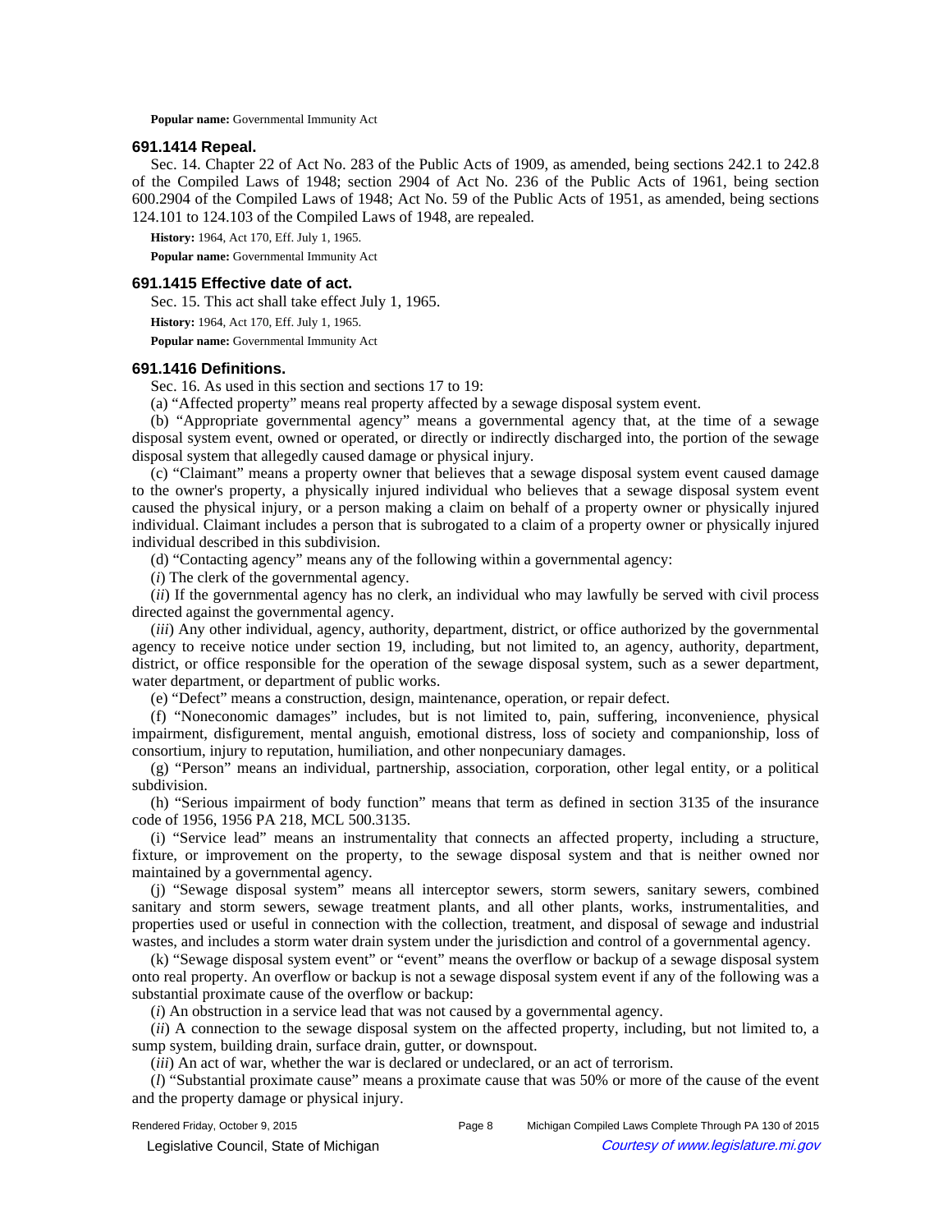**Popular name:** Governmental Immunity Act

### 691.1414 Repeal.

Sec. 14. Chapter 22 of Act No. 283 of the Public Acts of 1909, as amended, being sections 242.1 to 242.8 of the Compiled Laws of 1948; section 2904 of Act No. 236 of the Public Acts of 1961, being section 600.2904 of the Compiled Laws of 1948; Act No. 59 of the Public Acts of 1951, as amended, being sections 124.101 to 124.103 of the Compiled Laws of 1948, are repealed.

**History:** 1964, Act 170, Eff. July 1, 1965.

**Popular name:** Governmental Immunity Act

### 691.1415 Effective date of act.

Sec. 15. This act shall take effect July 1, 1965.

**History:** 1964, Act 170, Eff. July 1, 1965.

**Popular name:** Governmental Immunity Act

### 691.1416 Definitions.

Sec. 16. As used in this section and sections 17 to 19:

(a) "Affected property" means real property affected by a sewage disposal system event.

(b) "Appropriate governmental agency" means a governmental agency that, at the time of a sewage disposal system event, owned or operated, or directly or indirectly discharged into, the portion of the sewage disposal system that allegedly caused damage or physical injury.

(c) "Claimant" means a property owner that believes that a sewage disposal system event caused damage to the owner's property, a physically injured individual who believes that a sewage disposal system event caused the physical injury, or a person making a claim on behalf of a property owner or physically injured individual. Claimant includes a person that is subrogated to a claim of a property owner or physically injured individual described in this subdivision.

(d) "Contacting agency" means any of the following within a governmental agency:

(*i*) The clerk of the governmental agency.

(*ii*) If the governmental agency has no clerk, an individual who may lawfully be served with civil process directed against the governmental agency.

(*iii*) Any other individual, agency, authority, department, district, or office authorized by the governmental agency to receive notice under section 19, including, but not limited to, an agency, authority, department, district, or office responsible for the operation of the sewage disposal system, such as a sewer department, water department, or department of public works.

(e) "Defect" means a construction, design, maintenance, operation, or repair defect.

(f) "Noneconomic damages" includes, but is not limited to, pain, suffering, inconvenience, physical impairment, disfigurement, mental anguish, emotional distress, loss of society and companionship, loss of consortium, injury to reputation, humiliation, and other nonpecuniary damages.

(g) "Person" means an individual, partnership, association, corporation, other legal entity, or a political subdivision.

(h) "Serious impairment of body function" means that term as defined in section 3135 of the insurance code of 1956, 1956 PA 218, MCL 500.3135.

(i) "Service lead" means an instrumentality that connects an affected property, including a structure, fixture, or improvement on the property, to the sewage disposal system and that is neither owned nor maintained by a governmental agency.

(j) "Sewage disposal system" means all interceptor sewers, storm sewers, sanitary sewers, combined sanitary and storm sewers, sewage treatment plants, and all other plants, works, instrumentalities, and properties used or useful in connection with the collection, treatment, and disposal of sewage and industrial wastes, and includes a storm water drain system under the jurisdiction and control of a governmental agency.

(k) "Sewage disposal system event" or "event" means the overflow or backup of a sewage disposal system onto real property. An overflow or backup is not a sewage disposal system event if any of the following was a substantial proximate cause of the overflow or backup:

(*i*) An obstruction in a service lead that was not caused by a governmental agency.

(*ii*) A connection to the sewage disposal system on the affected property, including, but not limited to, a sump system, building drain, surface drain, gutter, or downspout.

(*iii*) An act of war, whether the war is declared or undeclared, or an act of terrorism.

(*l*) "Substantial proximate cause" means a proximate cause that was 50% or more of the cause of the event and the property damage or physical injury.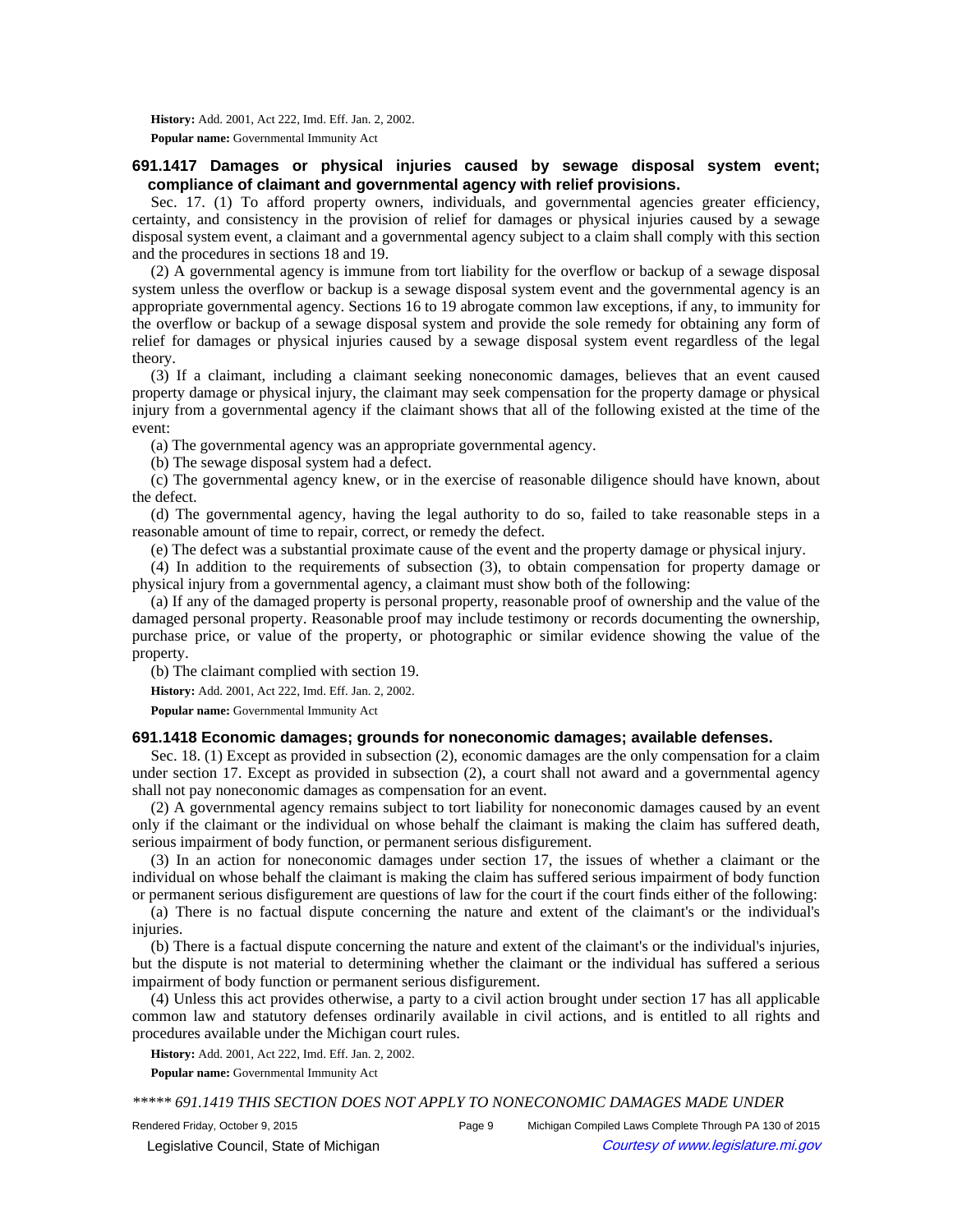**History:** Add. 2001, Act 222, Imd. Eff. Jan. 2, 2002.

**Popular name:** Governmental Immunity Act

### 691.1417 Damages or physical injuries caused by sewage disposal system event; compliance of claimant and governmental agency with relief provisions.

Sec. 17. (1) To afford property owners, individuals, and governmental agencies greater efficiency, certainty, and consistency in the provision of relief for damages or physical injuries caused by a sewage disposal system event, a claimant and a governmental agency subject to a claim shall comply with this section and the procedures in sections 18 and 19.

(2) A governmental agency is immune from tort liability for the overflow or backup of a sewage disposal system unless the overflow or backup is a sewage disposal system event and the governmental agency is an appropriate governmental agency. Sections 16 to 19 abrogate common law exceptions, if any, to immunity for the overflow or backup of a sewage disposal system and provide the sole remedy for obtaining any form of relief for damages or physical injuries caused by a sewage disposal system event regardless of the legal theory.

(3) If a claimant, including a claimant seeking noneconomic damages, believes that an event caused property damage or physical injury, the claimant may seek compensation for the property damage or physical injury from a governmental agency if the claimant shows that all of the following existed at the time of the event:

(a) The governmental agency was an appropriate governmental agency.

(b) The sewage disposal system had a defect.

(c) The governmental agency knew, or in the exercise of reasonable diligence should have known, about the defect.

(d) The governmental agency, having the legal authority to do so, failed to take reasonable steps in a reasonable amount of time to repair, correct, or remedy the defect.

(e) The defect was a substantial proximate cause of the event and the property damage or physical injury.

(4) In addition to the requirements of subsection (3), to obtain compensation for property damage or physical injury from a governmental agency, a claimant must show both of the following:

(a) If any of the damaged property is personal property, reasonable proof of ownership and the value of the damaged personal property. Reasonable proof may include testimony or records documenting the ownership, purchase price, or value of the property, or photographic or similar evidence showing the value of the property.

(b) The claimant complied with section 19.

**History:** Add. 2001, Act 222, Imd. Eff. Jan. 2, 2002.

**Popular name:** Governmental Immunity Act

### 691.1418 Economic damages; grounds for noneconomic damages; available defenses.

Sec. 18. (1) Except as provided in subsection (2), economic damages are the only compensation for a claim under section 17. Except as provided in subsection (2), a court shall not award and a governmental agency shall not pay noneconomic damages as compensation for an event.

(2) A governmental agency remains subject to tort liability for noneconomic damages caused by an event only if the claimant or the individual on whose behalf the claimant is making the claim has suffered death, serious impairment of body function, or permanent serious disfigurement.

(3) In an action for noneconomic damages under section 17, the issues of whether a claimant or the individual on whose behalf the claimant is making the claim has suffered serious impairment of body function or permanent serious disfigurement are questions of law for the court if the court finds either of the following:

(a) There is no factual dispute concerning the nature and extent of the claimant's or the individual's injuries.

(b) There is a factual dispute concerning the nature and extent of the claimant's or the individual's injuries, but the dispute is not material to determining whether the claimant or the individual has suffered a serious impairment of body function or permanent serious disfigurement.

(4) Unless this act provides otherwise, a party to a civil action brought under section 17 has all applicable common law and statutory defenses ordinarily available in civil actions, and is entitled to all rights and procedures available under the Michigan court rules.

**History:** Add. 2001, Act 222, Imd. Eff. Jan. 2, 2002.

**Popular name:** Governmental Immunity Act

*\*\*\*\*\* 691.1419 THIS SECTION DOES NOT APPLY TO NONECONOMIC DAMAGES MADE UNDER*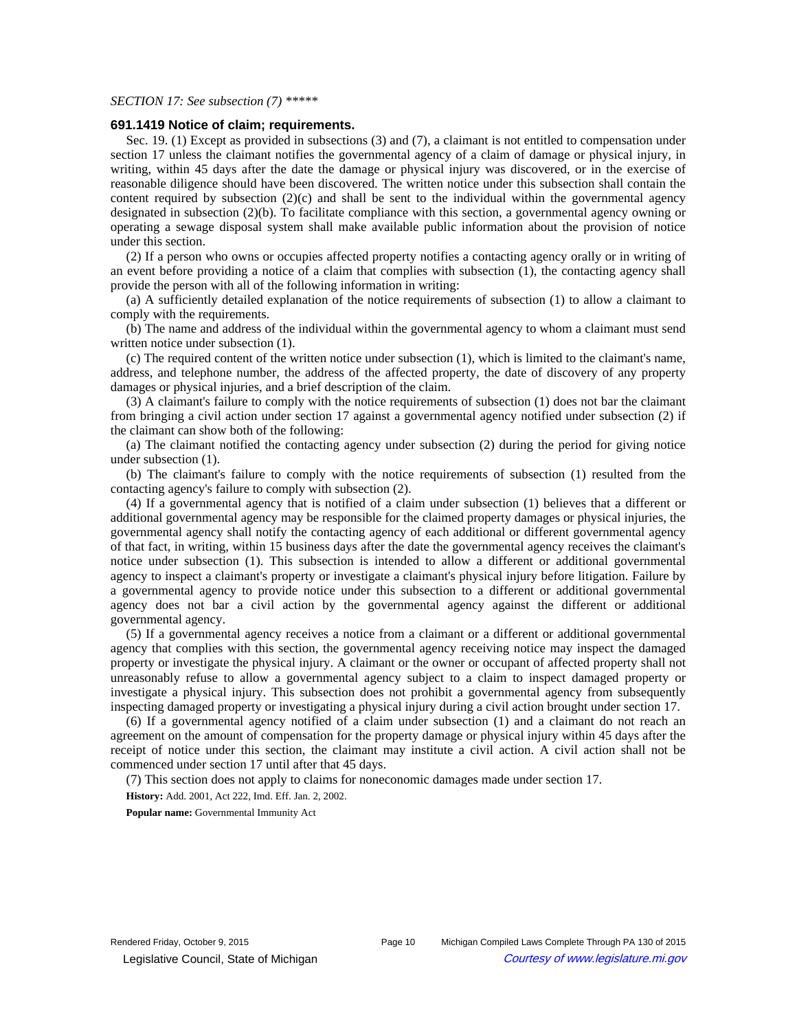*SECTION 17: See subsection (7) \*\*\*\*\**

### 691.1419 Notice of claim; requirements.

Sec. 19. (1) Except as provided in subsections (3) and (7), a claimant is not entitled to compensation under section 17 unless the claimant notifies the governmental agency of a claim of damage or physical injury, in writing, within 45 days after the date the damage or physical injury was discovered, or in the exercise of reasonable diligence should have been discovered. The written notice under this subsection shall contain the content required by subsection (2)(c) and shall be sent to the individual within the governmental agency designated in subsection (2)(b). To facilitate compliance with this section, a governmental agency owning or operating a sewage disposal system shall make available public information about the provision of notice under this section.

(2) If a person who owns or occupies affected property notifies a contacting agency orally or in writing of an event before providing a notice of a claim that complies with subsection (1), the contacting agency shall provide the person with all of the following information in writing:

(a) A sufficiently detailed explanation of the notice requirements of subsection (1) to allow a claimant to comply with the requirements.

(b) The name and address of the individual within the governmental agency to whom a claimant must send written notice under subsection (1).

(c) The required content of the written notice under subsection (1), which is limited to the claimant's name, address, and telephone number, the address of the affected property, the date of discovery of any property damages or physical injuries, and a brief description of the claim.

(3) A claimant's failure to comply with the notice requirements of subsection (1) does not bar the claimant from bringing a civil action under section 17 against a governmental agency notified under subsection (2) if the claimant can show both of the following:

(a) The claimant notified the contacting agency under subsection (2) during the period for giving notice under subsection (1).

(b) The claimant's failure to comply with the notice requirements of subsection (1) resulted from the contacting agency's failure to comply with subsection (2).

(4) If a governmental agency that is notified of a claim under subsection (1) believes that a different or additional governmental agency may be responsible for the claimed property damages or physical injuries, the governmental agency shall notify the contacting agency of each additional or different governmental agency of that fact, in writing, within 15 business days after the date the governmental agency receives the claimant's notice under subsection (1). This subsection is intended to allow a different or additional governmental agency to inspect a claimant's property or investigate a claimant's physical injury before litigation. Failure by a governmental agency to provide notice under this subsection to a different or additional governmental agency does not bar a civil action by the governmental agency against the different or additional governmental agency.

(5) If a governmental agency receives a notice from a claimant or a different or additional governmental agency that complies with this section, the governmental agency receiving notice may inspect the damaged property or investigate the physical injury. A claimant or the owner or occupant of affected property shall not unreasonably refuse to allow a governmental agency subject to a claim to inspect damaged property or investigate a physical injury. This subsection does not prohibit a governmental agency from subsequently inspecting damaged property or investigating a physical injury during a civil action brought under section 17.

(6) If a governmental agency notified of a claim under subsection (1) and a claimant do not reach an agreement on the amount of compensation for the property damage or physical injury within 45 days after the receipt of notice under this section, the claimant may institute a civil action. A civil action shall not be commenced under section 17 until after that 45 days.

(7) This section does not apply to claims for noneconomic damages made under section 17.

**History:** Add. 2001, Act 222, Imd. Eff. Jan. 2, 2002.

**Popular name:** Governmental Immunity Act